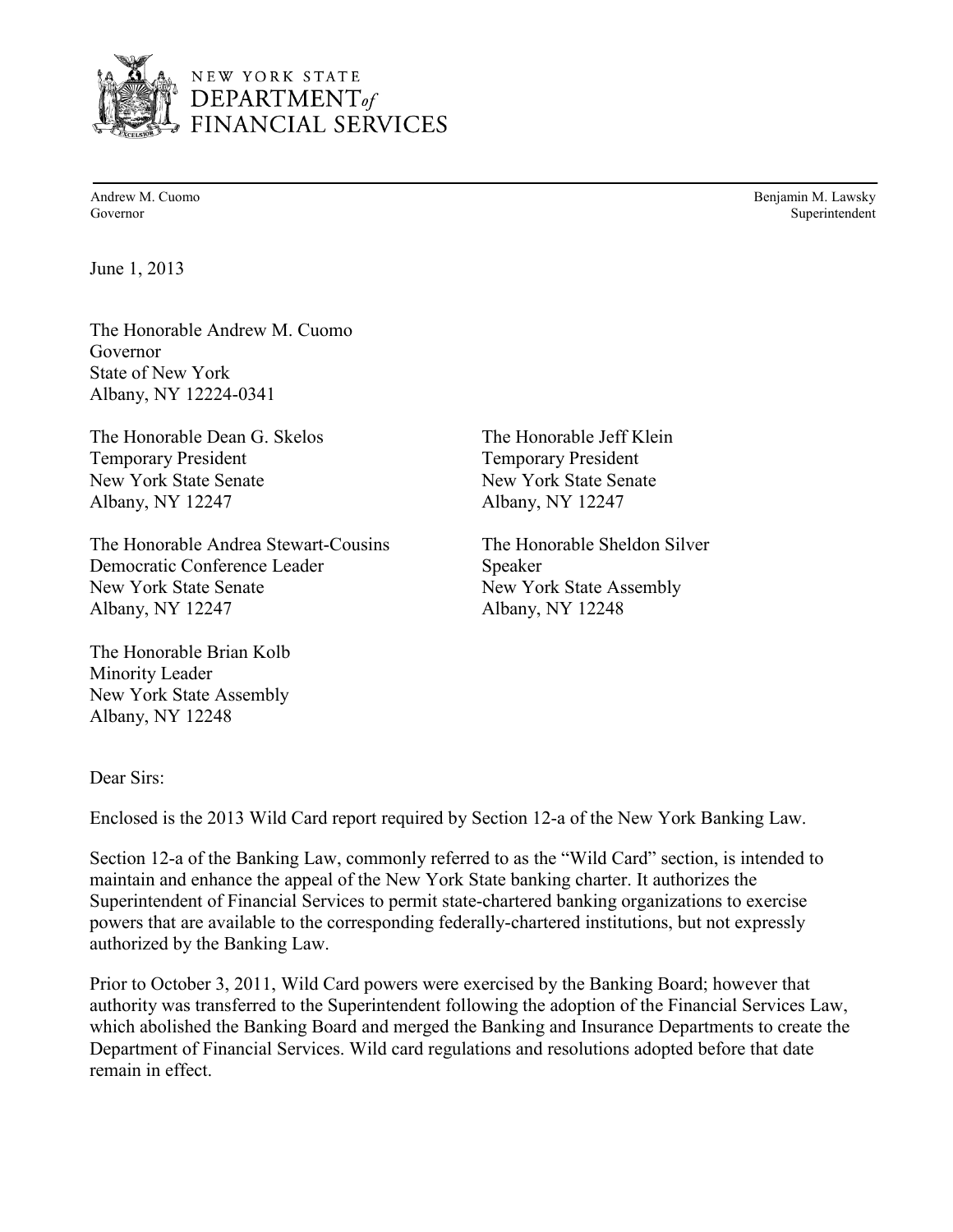NEW YORK STATE
DEPARTMENT of
FINANCIAL SERVICES

Andrew M. Cuomo
Governor

Benjamin M. Lawsky
Superintendent

June 1, 2013

The Honorable Andrew M. Cuomo
Governor
State of New York
Albany, NY 12224-0341

The Honorable Dean G. Skelos
Temporary President
New York State Senate
Albany, NY 12247

The Honorable Jeff Klein
Temporary President
New York State Senate
Albany, NY 12247

The Honorable Andrea Stewart-Cousins
Democratic Conference Leader
New York State Senate
Albany, NY 12247

The Honorable Sheldon Silver
Speaker
New York State Assembly
Albany, NY 12248

The Honorable Brian Kolb
Minority Leader
New York State Assembly
Albany, NY 12248

Dear Sirs:

Enclosed is the 2013 Wild Card report required by Section 12-a of the New York Banking Law.

Section 12-a of the Banking Law, commonly referred to as the "Wild Card" section, is intended to maintain and enhance the appeal of the New York State banking charter. It authorizes the Superintendent of Financial Services to permit state-chartered banking organizations to exercise powers that are available to the corresponding federally-chartered institutions, but not expressly authorized by the Banking Law.

Prior to October 3, 2011, Wild Card powers were exercised by the Banking Board; however that authority was transferred to the Superintendent following the adoption of the Financial Services Law, which abolished the Banking Board and merged the Banking and Insurance Departments to create the Department of Financial Services. Wild card regulations and resolutions adopted before that date remain in effect.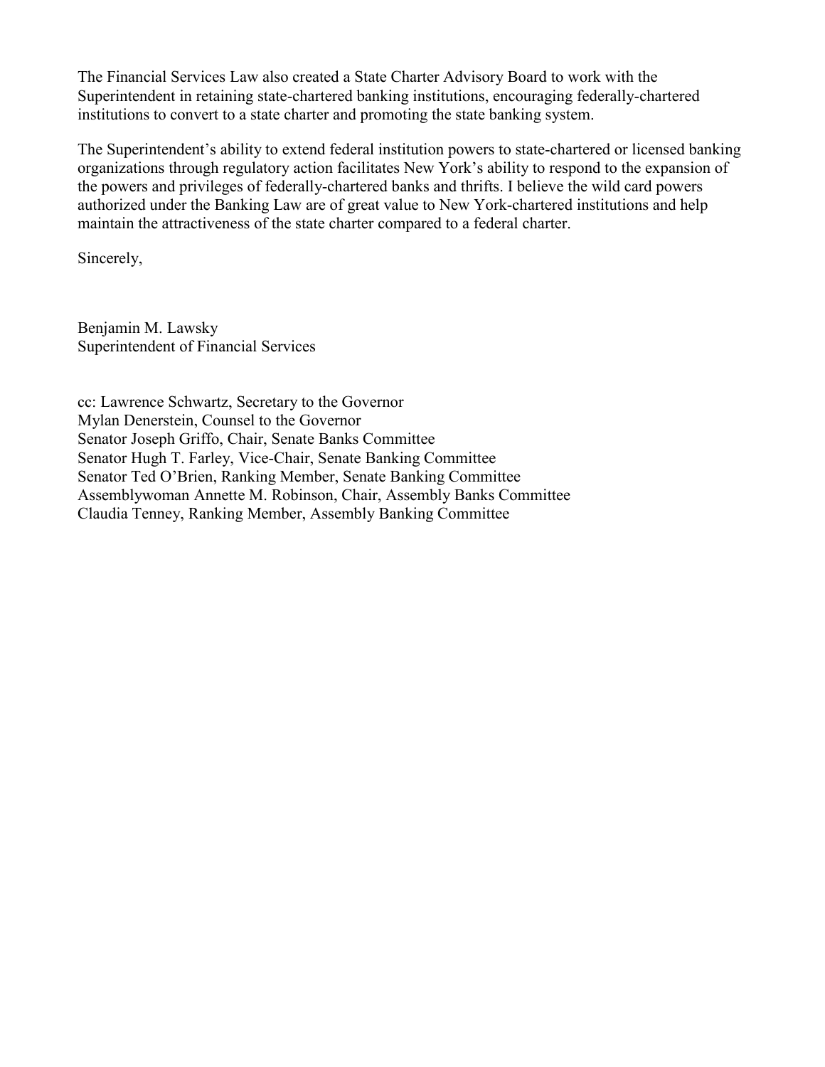The Financial Services Law also created a State Charter Advisory Board to work with the Superintendent in retaining state-chartered banking institutions, encouraging federally-chartered institutions to convert to a state charter and promoting the state banking system.

The Superintendent's ability to extend federal institution powers to state-chartered or licensed banking organizations through regulatory action facilitates New York's ability to respond to the expansion of the powers and privileges of federally-chartered banks and thrifts. I believe the wild card powers authorized under the Banking Law are of great value to New York-chartered institutions and help maintain the attractiveness of the state charter compared to a federal charter.

Sincerely,

Benjamin M. Lawsky
Superintendent of Financial Services

cc: Lawrence Schwartz, Secretary to the Governor
Mylan Denerstein, Counsel to the Governor
Senator Joseph Griffo, Chair, Senate Banks Committee
Senator Hugh T. Farley, Vice-Chair, Senate Banking Committee
Senator Ted O'Brien, Ranking Member, Senate Banking Committee
Assemblywoman Annette M. Robinson, Chair, Assembly Banks Committee
Claudia Tenney, Ranking Member, Assembly Banking Committee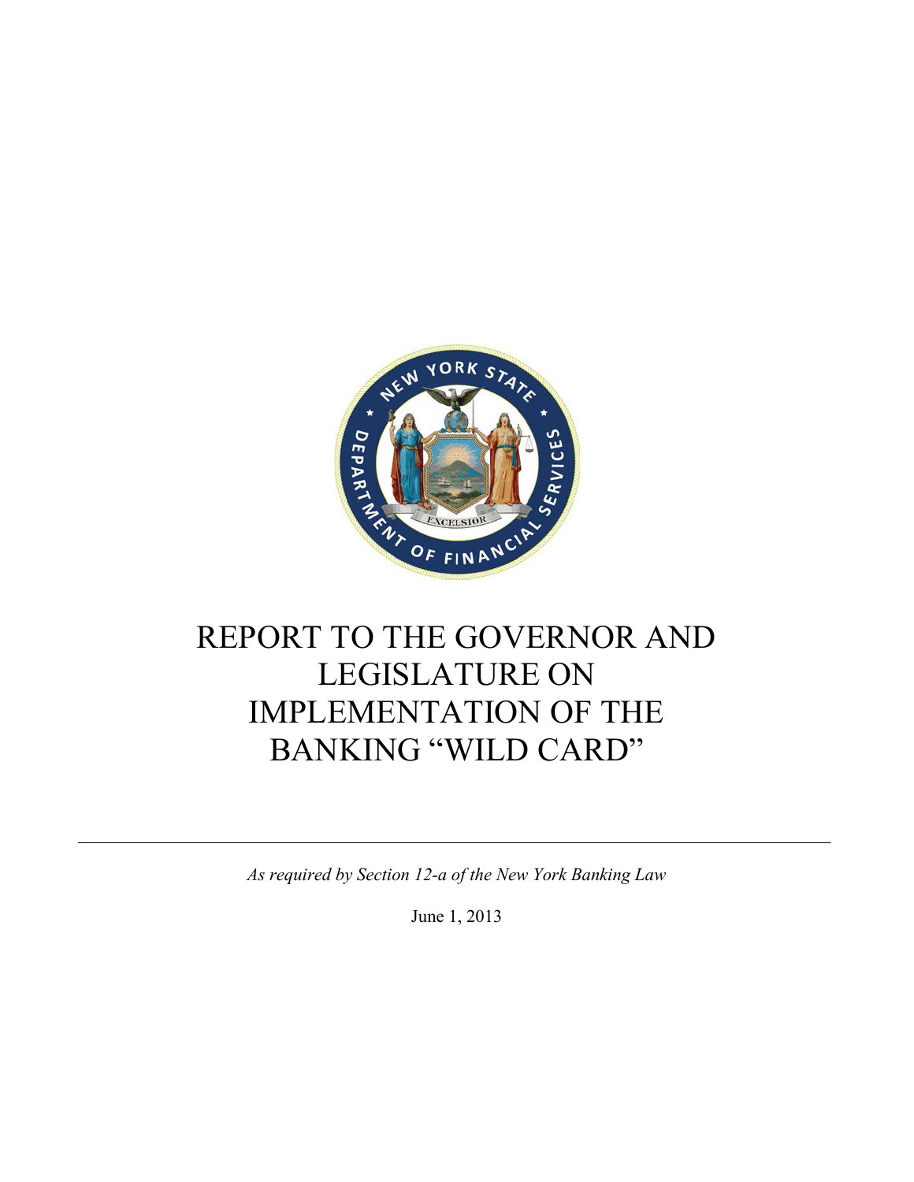# REPORT TO THE GOVERNOR AND LEGISLATURE ON IMPLEMENTATION OF THE BANKING "WILD CARD"

---

*As required by Section 12-a of the New York Banking Law*

June 1, 2013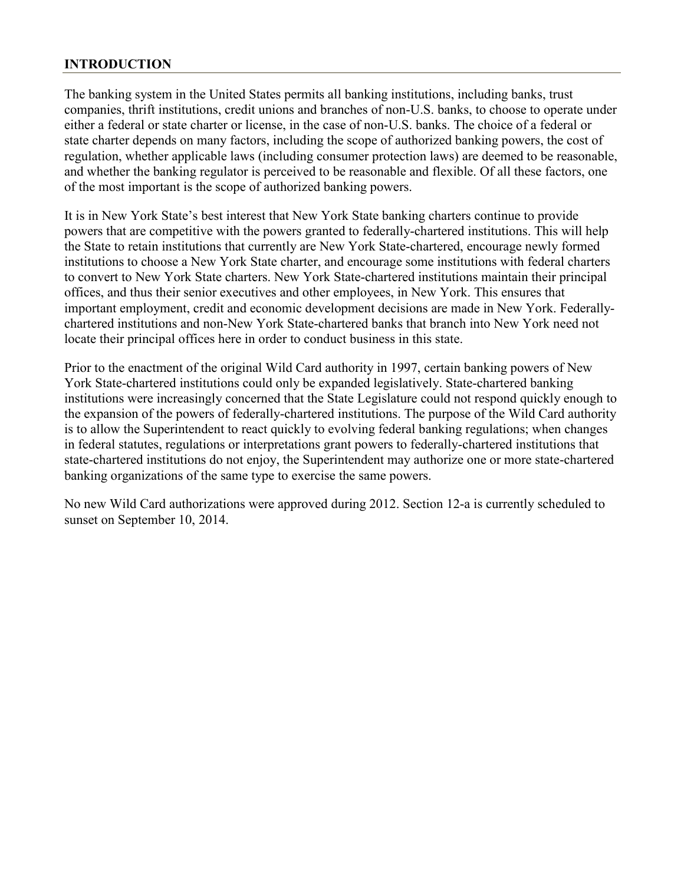## INTRODUCTION

The banking system in the United States permits all banking institutions, including banks, trust companies, thrift institutions, credit unions and branches of non-U.S. banks, to choose to operate under either a federal or state charter or license, in the case of non-U.S. banks. The choice of a federal or state charter depends on many factors, including the scope of authorized banking powers, the cost of regulation, whether applicable laws (including consumer protection laws) are deemed to be reasonable, and whether the banking regulator is perceived to be reasonable and flexible. Of all these factors, one of the most important is the scope of authorized banking powers.

It is in New York State's best interest that New York State banking charters continue to provide powers that are competitive with the powers granted to federally-chartered institutions. This will help the State to retain institutions that currently are New York State-chartered, encourage newly formed institutions to choose a New York State charter, and encourage some institutions with federal charters to convert to New York State charters. New York State-chartered institutions maintain their principal offices, and thus their senior executives and other employees, in New York. This ensures that important employment, credit and economic development decisions are made in New York. Federally-chartered institutions and non-New York State-chartered banks that branch into New York need not locate their principal offices here in order to conduct business in this state.

Prior to the enactment of the original Wild Card authority in 1997, certain banking powers of New York State-chartered institutions could only be expanded legislatively. State-chartered banking institutions were increasingly concerned that the State Legislature could not respond quickly enough to the expansion of the powers of federally-chartered institutions. The purpose of the Wild Card authority is to allow the Superintendent to react quickly to evolving federal banking regulations; when changes in federal statutes, regulations or interpretations grant powers to federally-chartered institutions that state-chartered institutions do not enjoy, the Superintendent may authorize one or more state-chartered banking organizations of the same type to exercise the same powers.

No new Wild Card authorizations were approved during 2012. Section 12-a is currently scheduled to sunset on September 10, 2014.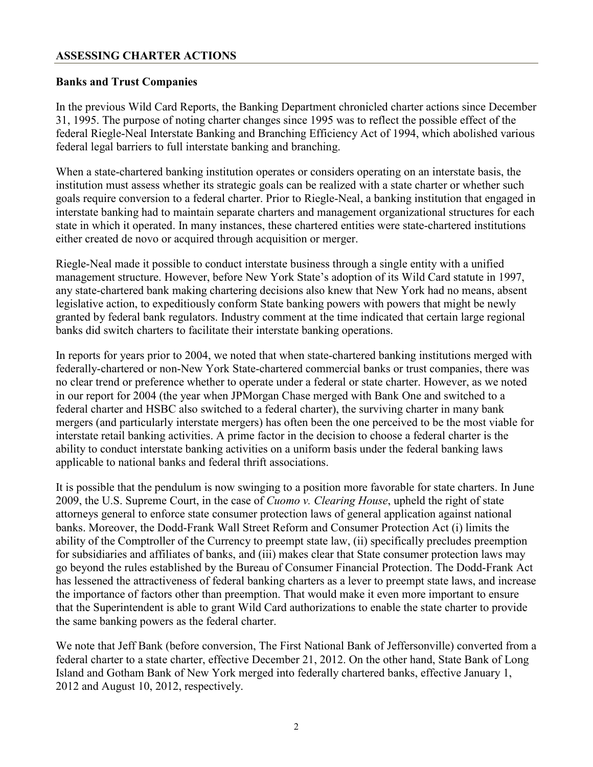## ASSESSING CHARTER ACTIONS

### Banks and Trust Companies

In the previous Wild Card Reports, the Banking Department chronicled charter actions since December 31, 1995. The purpose of noting charter changes since 1995 was to reflect the possible effect of the federal Riegle-Neal Interstate Banking and Branching Efficiency Act of 1994, which abolished various federal legal barriers to full interstate banking and branching.

When a state-chartered banking institution operates or considers operating on an interstate basis, the institution must assess whether its strategic goals can be realized with a state charter or whether such goals require conversion to a federal charter. Prior to Riegle-Neal, a banking institution that engaged in interstate banking had to maintain separate charters and management organizational structures for each state in which it operated. In many instances, these chartered entities were state-chartered institutions either created de novo or acquired through acquisition or merger.

Riegle-Neal made it possible to conduct interstate business through a single entity with a unified management structure. However, before New York State's adoption of its Wild Card statute in 1997, any state-chartered bank making chartering decisions also knew that New York had no means, absent legislative action, to expeditiously conform State banking powers with powers that might be newly granted by federal bank regulators. Industry comment at the time indicated that certain large regional banks did switch charters to facilitate their interstate banking operations.

In reports for years prior to 2004, we noted that when state-chartered banking institutions merged with federally-chartered or non-New York State-chartered commercial banks or trust companies, there was no clear trend or preference whether to operate under a federal or state charter. However, as we noted in our report for 2004 (the year when JPMorgan Chase merged with Bank One and switched to a federal charter and HSBC also switched to a federal charter), the surviving charter in many bank mergers (and particularly interstate mergers) has often been the one perceived to be the most viable for interstate retail banking activities. A prime factor in the decision to choose a federal charter is the ability to conduct interstate banking activities on a uniform basis under the federal banking laws applicable to national banks and federal thrift associations.

It is possible that the pendulum is now swinging to a position more favorable for state charters. In June 2009, the U.S. Supreme Court, in the case of *Cuomo v. Clearing House*, upheld the right of state attorneys general to enforce state consumer protection laws of general application against national banks. Moreover, the Dodd-Frank Wall Street Reform and Consumer Protection Act (i) limits the ability of the Comptroller of the Currency to preempt state law, (ii) specifically precludes preemption for subsidiaries and affiliates of banks, and (iii) makes clear that State consumer protection laws may go beyond the rules established by the Bureau of Consumer Financial Protection. The Dodd-Frank Act has lessened the attractiveness of federal banking charters as a lever to preempt state laws, and increase the importance of factors other than preemption. That would make it even more important to ensure that the Superintendent is able to grant Wild Card authorizations to enable the state charter to provide the same banking powers as the federal charter.

We note that Jeff Bank (before conversion, The First National Bank of Jeffersonville) converted from a federal charter to a state charter, effective December 21, 2012. On the other hand, State Bank of Long Island and Gotham Bank of New York merged into federally chartered banks, effective January 1, 2012 and August 10, 2012, respectively.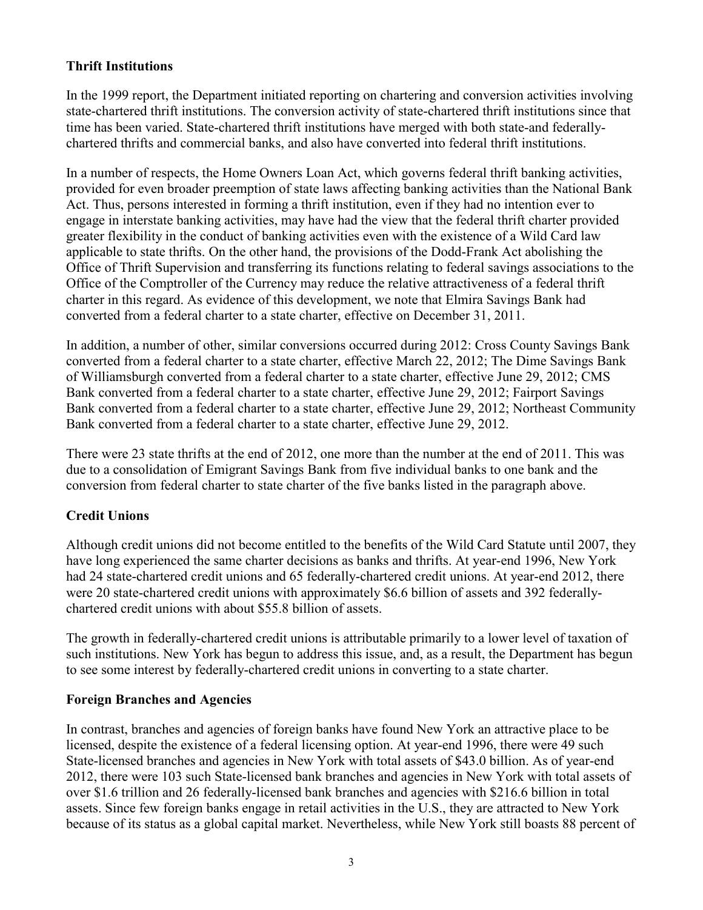## Thrift Institutions

In the 1999 report, the Department initiated reporting on chartering and conversion activities involving state-chartered thrift institutions. The conversion activity of state-chartered thrift institutions since that time has been varied. State-chartered thrift institutions have merged with both state-and federally-chartered thrifts and commercial banks, and also have converted into federal thrift institutions.

In a number of respects, the Home Owners Loan Act, which governs federal thrift banking activities, provided for even broader preemption of state laws affecting banking activities than the National Bank Act. Thus, persons interested in forming a thrift institution, even if they had no intention ever to engage in interstate banking activities, may have had the view that the federal thrift charter provided greater flexibility in the conduct of banking activities even with the existence of a Wild Card law applicable to state thrifts. On the other hand, the provisions of the Dodd-Frank Act abolishing the Office of Thrift Supervision and transferring its functions relating to federal savings associations to the Office of the Comptroller of the Currency may reduce the relative attractiveness of a federal thrift charter in this regard. As evidence of this development, we note that Elmira Savings Bank had converted from a federal charter to a state charter, effective on December 31, 2011.

In addition, a number of other, similar conversions occurred during 2012: Cross County Savings Bank converted from a federal charter to a state charter, effective March 22, 2012; The Dime Savings Bank of Williamsburgh converted from a federal charter to a state charter, effective June 29, 2012; CMS Bank converted from a federal charter to a state charter, effective June 29, 2012; Fairport Savings Bank converted from a federal charter to a state charter, effective June 29, 2012; Northeast Community Bank converted from a federal charter to a state charter, effective June 29, 2012.

There were 23 state thrifts at the end of 2012, one more than the number at the end of 2011. This was due to a consolidation of Emigrant Savings Bank from five individual banks to one bank and the conversion from federal charter to state charter of the five banks listed in the paragraph above.

## Credit Unions

Although credit unions did not become entitled to the benefits of the Wild Card Statute until 2007, they have long experienced the same charter decisions as banks and thrifts. At year-end 1996, New York had 24 state-chartered credit unions and 65 federally-chartered credit unions. At year-end 2012, there were 20 state-chartered credit unions with approximately $6.6 billion of assets and 392 federally-chartered credit unions with about $55.8 billion of assets.

The growth in federally-chartered credit unions is attributable primarily to a lower level of taxation of such institutions. New York has begun to address this issue, and, as a result, the Department has begun to see some interest by federally-chartered credit unions in converting to a state charter.

## Foreign Branches and Agencies

In contrast, branches and agencies of foreign banks have found New York an attractive place to be licensed, despite the existence of a federal licensing option. At year-end 1996, there were 49 such State-licensed branches and agencies in New York with total assets of $43.0 billion. As of year-end 2012, there were 103 such State-licensed bank branches and agencies in New York with total assets of over $1.6 trillion and 26 federally-licensed bank branches and agencies with $216.6 billion in total assets. Since few foreign banks engage in retail activities in the U.S., they are attracted to New York because of its status as a global capital market. Nevertheless, while New York still boasts 88 percent of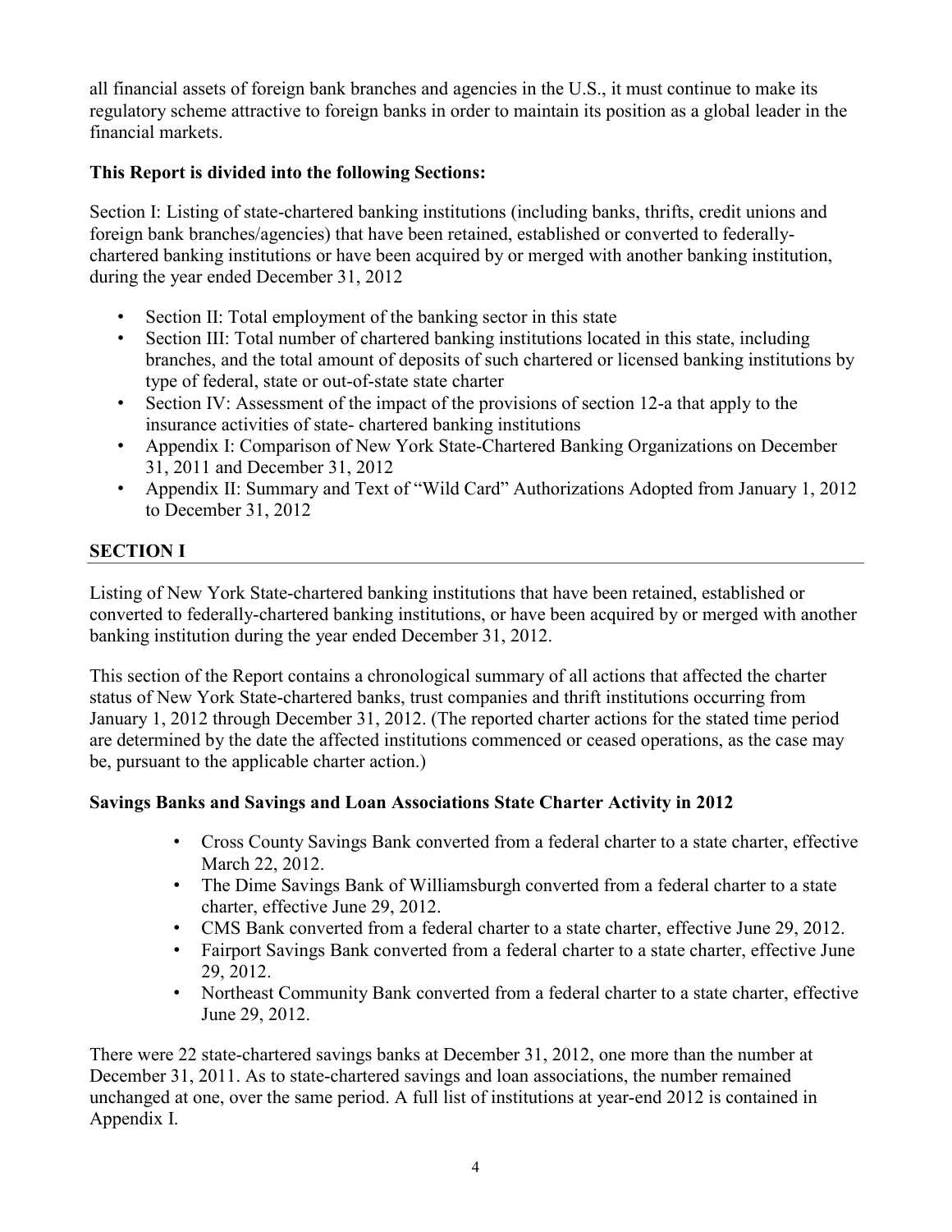all financial assets of foreign bank branches and agencies in the U.S., it must continue to make its regulatory scheme attractive to foreign banks in order to maintain its position as a global leader in the financial markets.

**This Report is divided into the following Sections:**

Section I: Listing of state-chartered banking institutions (including banks, thrifts, credit unions and foreign bank branches/agencies) that have been retained, established or converted to federally-chartered banking institutions or have been acquired by or merged with another banking institution, during the year ended December 31, 2012

- Section II: Total employment of the banking sector in this state
- Section III: Total number of chartered banking institutions located in this state, including branches, and the total amount of deposits of such chartered or licensed banking institutions by type of federal, state or out-of-state state charter
- Section IV: Assessment of the impact of the provisions of section 12-a that apply to the insurance activities of state- chartered banking institutions
- Appendix I: Comparison of New York State-Chartered Banking Organizations on December 31, 2011 and December 31, 2012
- Appendix II: Summary and Text of "Wild Card" Authorizations Adopted from January 1, 2012 to December 31, 2012

## SECTION I

Listing of New York State-chartered banking institutions that have been retained, established or converted to federally-chartered banking institutions, or have been acquired by or merged with another banking institution during the year ended December 31, 2012.

This section of the Report contains a chronological summary of all actions that affected the charter status of New York State-chartered banks, trust companies and thrift institutions occurring from January 1, 2012 through December 31, 2012. (The reported charter actions for the stated time period are determined by the date the affected institutions commenced or ceased operations, as the case may be, pursuant to the applicable charter action.)

### Savings Banks and Savings and Loan Associations State Charter Activity in 2012

- Cross County Savings Bank converted from a federal charter to a state charter, effective March 22, 2012.
- The Dime Savings Bank of Williamsburgh converted from a federal charter to a state charter, effective June 29, 2012.
- CMS Bank converted from a federal charter to a state charter, effective June 29, 2012.
- Fairport Savings Bank converted from a federal charter to a state charter, effective June 29, 2012.
- Northeast Community Bank converted from a federal charter to a state charter, effective June 29, 2012.

There were 22 state-chartered savings banks at December 31, 2012, one more than the number at December 31, 2011. As to state-chartered savings and loan associations, the number remained unchanged at one, over the same period. A full list of institutions at year-end 2012 is contained in Appendix I.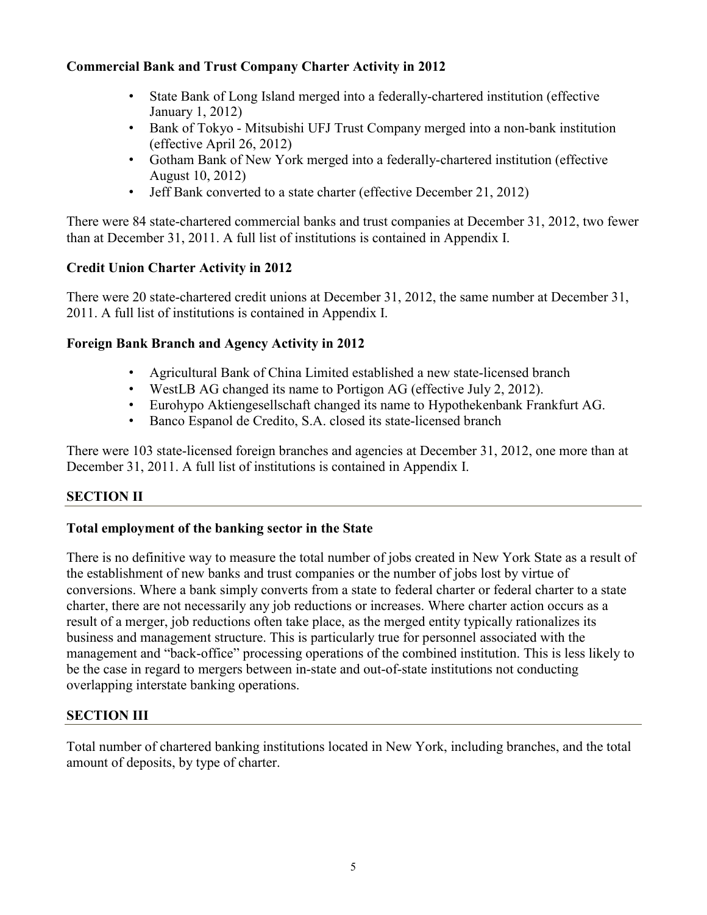### Commercial Bank and Trust Company Charter Activity in 2012

- State Bank of Long Island merged into a federally-chartered institution (effective January 1, 2012)
- Bank of Tokyo - Mitsubishi UFJ Trust Company merged into a non-bank institution (effective April 26, 2012)
- Gotham Bank of New York merged into a federally-chartered institution (effective August 10, 2012)
- Jeff Bank converted to a state charter (effective December 21, 2012)

There were 84 state-chartered commercial banks and trust companies at December 31, 2012, two fewer than at December 31, 2011. A full list of institutions is contained in Appendix I.

### Credit Union Charter Activity in 2012

There were 20 state-chartered credit unions at December 31, 2012, the same number at December 31, 2011. A full list of institutions is contained in Appendix I.

### Foreign Bank Branch and Agency Activity in 2012

- Agricultural Bank of China Limited established a new state-licensed branch
- WestLB AG changed its name to Portigon AG (effective July 2, 2012).
- Eurohypo Aktiengesellschaft changed its name to Hypothekenbank Frankfurt AG.
- Banco Espanol de Credito, S.A. closed its state-licensed branch

There were 103 state-licensed foreign branches and agencies at December 31, 2012, one more than at December 31, 2011. A full list of institutions is contained in Appendix I.

## SECTION II

### Total employment of the banking sector in the State

There is no definitive way to measure the total number of jobs created in New York State as a result of the establishment of new banks and trust companies or the number of jobs lost by virtue of conversions. Where a bank simply converts from a state to federal charter or federal charter to a state charter, there are not necessarily any job reductions or increases. Where charter action occurs as a result of a merger, job reductions often take place, as the merged entity typically rationalizes its business and management structure. This is particularly true for personnel associated with the management and "back-office" processing operations of the combined institution. This is less likely to be the case in regard to mergers between in-state and out-of-state institutions not conducting overlapping interstate banking operations.

## SECTION III

Total number of chartered banking institutions located in New York, including branches, and the total amount of deposits, by type of charter.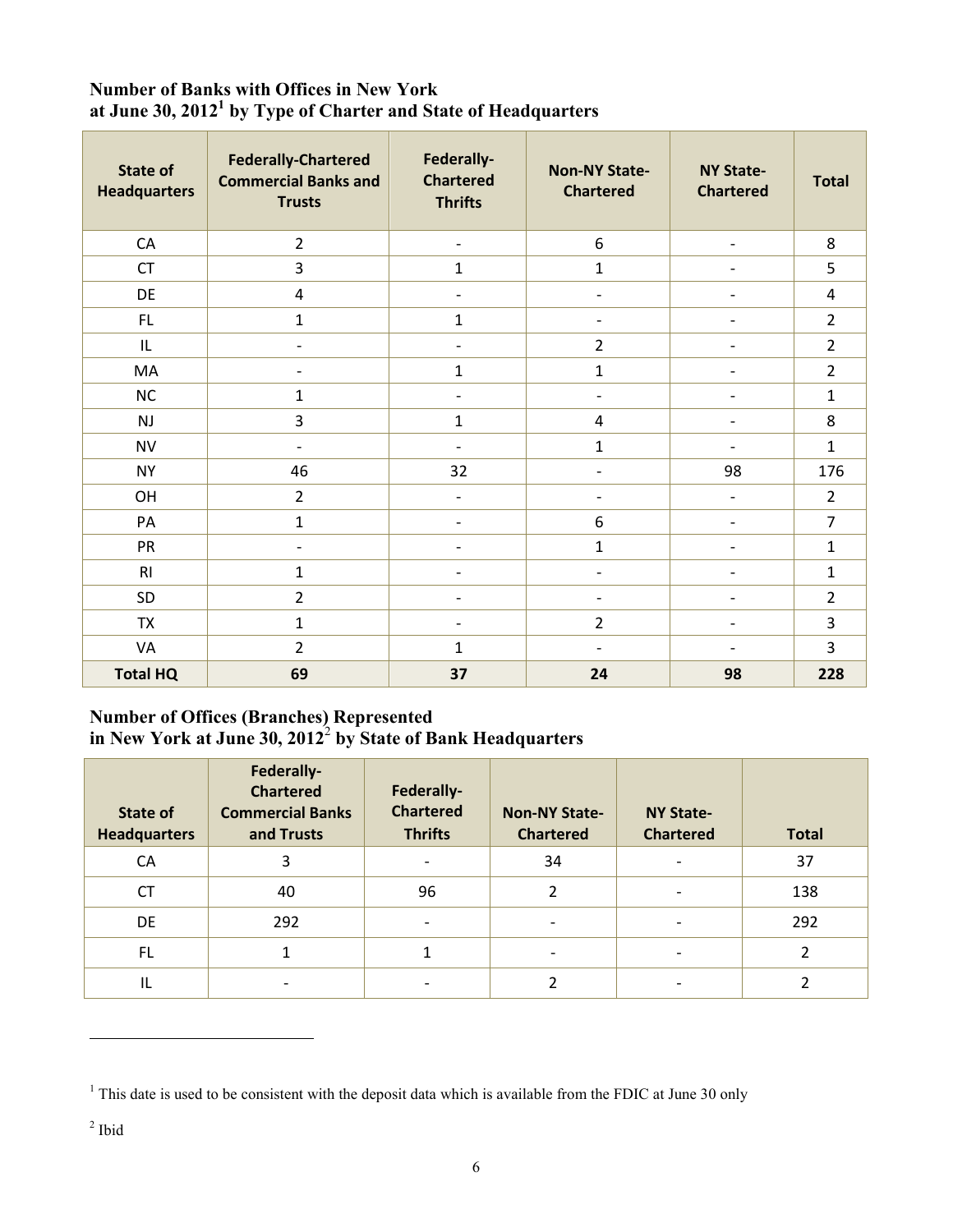### Number of Banks with Offices in New York at June 30, 2012[1] by Type of Charter and State of Headquarters

| State of Headquarters | Federally-Chartered Commercial Banks and Trusts | Federally-Chartered Thrifts | Non-NY State-Chartered | NY State-Chartered | Total |
|---|---|---|---|---|---|
| CA | 2 | - | 6 | - | 8 |
| CT | 3 | 1 | 1 | - | 5 |
| DE | 4 | - | - | - | 4 |
| FL | 1 | 1 | - | - | 2 |
| IL | - | - | 2 | - | 2 |
| MA | - | 1 | 1 | - | 2 |
| NC | 1 | - | - | - | 1 |
| NJ | 3 | 1 | 4 | - | 8 |
| NV | - | - | 1 | - | 1 |
| NY | 46 | 32 | - | 98 | 176 |
| OH | 2 | - | - | - | 2 |
| PA | 1 | - | 6 | - | 7 |
| PR | - | - | 1 | - | 1 |
| RI | 1 | - | - | - | 1 |
| SD | 2 | - | - | - | 2 |
| TX | 1 | - | 2 | - | 3 |
| VA | 2 | 1 | - | - | 3 |
| **Total HQ** | **69** | **37** | **24** | **98** | **228** |

### Number of Offices (Branches) Represented in New York at June 30, 2012[2] by State of Bank Headquarters

| State of Headquarters | Federally-Chartered Commercial Banks and Trusts | Federally-Chartered Thrifts | Non-NY State-Chartered | NY State-Chartered | Total |
|---|---|---|---|---|---|
| CA | 3 | - | 34 | - | 37 |
| CT | 40 | 96 | 2 | - | 138 |
| DE | 292 | - | - | - | 292 |
| FL | 1 | 1 | - | - | 2 |
| IL | - | - | 2 | - | 2 |

[1] This date is used to be consistent with the deposit data which is available from the FDIC at June 30 only

[2] Ibid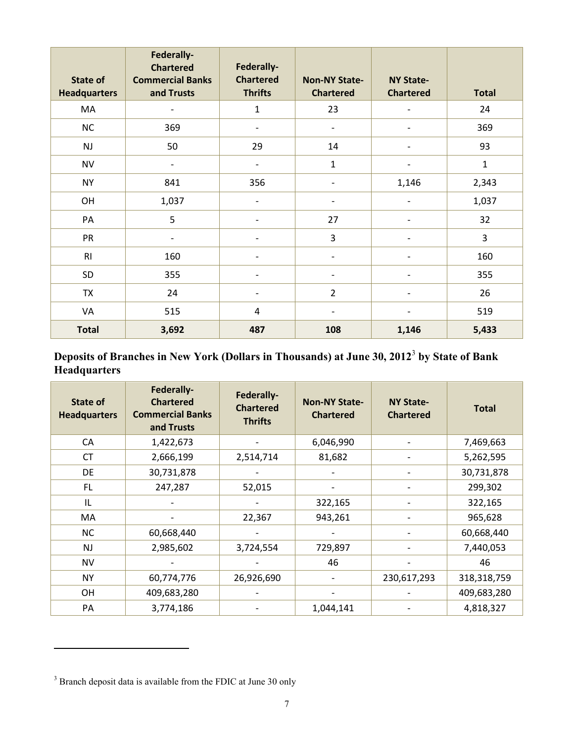| State of Headquarters | Federally-Chartered Commercial Banks and Trusts | Federally-Chartered Thrifts | Non-NY State-Chartered | NY State-Chartered | Total |
|---|---|---|---|---|---|
| MA | - | 1 | 23 | - | 24 |
| NC | 369 | - | - | - | 369 |
| NJ | 50 | 29 | 14 | - | 93 |
| NV | - | - | 1 | - | 1 |
| NY | 841 | 356 | - | 1,146 | 2,343 |
| OH | 1,037 | - | - | - | 1,037 |
| PA | 5 | - | 27 | - | 32 |
| PR | - | - | 3 | - | 3 |
| RI | 160 | - | - | - | 160 |
| SD | 355 | - | - | - | 355 |
| TX | 24 | - | 2 | - | 26 |
| VA | 515 | 4 | - | - | 519 |
| **Total** | **3,692** | **487** | **108** | **1,146** | **5,433** |

**Deposits of Branches in New York (Dollars in Thousands) at June 30, 2012[3] by State of Bank Headquarters**

| State of Headquarters | Federally-Chartered Commercial Banks and Trusts | Federally-Chartered Thrifts | Non-NY State-Chartered | NY State-Chartered | Total |
|---|---|---|---|---|---|
| CA | 1,422,673 | - | 6,046,990 | - | 7,469,663 |
| CT | 2,666,199 | 2,514,714 | 81,682 | - | 5,262,595 |
| DE | 30,731,878 | - | - | - | 30,731,878 |
| FL | 247,287 | 52,015 | - | - | 299,302 |
| IL | - | - | 322,165 | - | 322,165 |
| MA | - | 22,367 | 943,261 | - | 965,628 |
| NC | 60,668,440 | - | - | - | 60,668,440 |
| NJ | 2,985,602 | 3,724,554 | 729,897 | - | 7,440,053 |
| NV | - | - | 46 | - | 46 |
| NY | 60,774,776 | 26,926,690 | - | 230,617,293 | 318,318,759 |
| OH | 409,683,280 | - | - | - | 409,683,280 |
| PA | 3,774,186 | - | 1,044,141 | - | 4,818,327 |

[3] Branch deposit data is available from the FDIC at June 30 only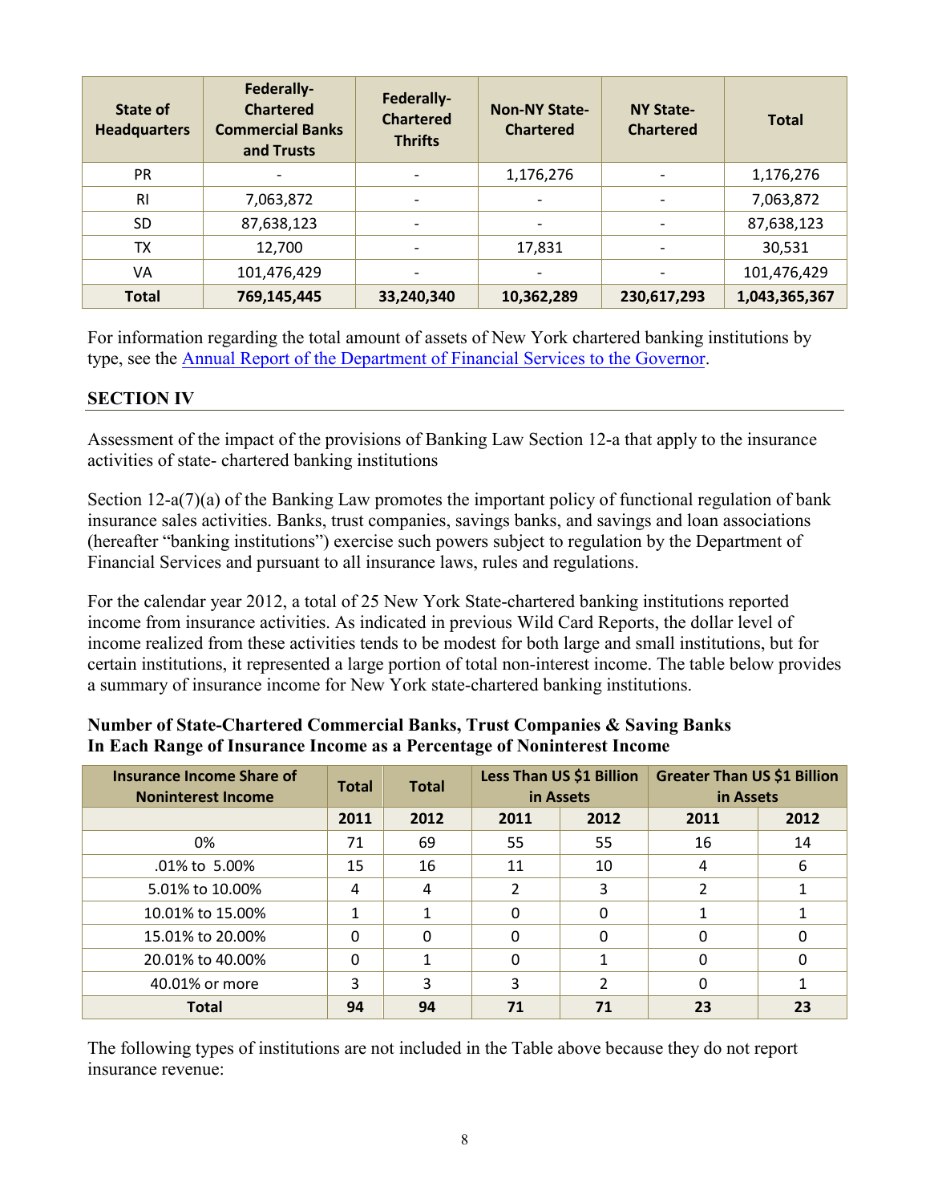| State of Headquarters | Federally-Chartered Commercial Banks and Trusts | Federally-Chartered Thrifts | Non-NY State-Chartered | NY State-Chartered | Total |
|---|---|---|---|---|---|
| PR | - | - | 1,176,276 | - | 1,176,276 |
| RI | 7,063,872 | - | - | - | 7,063,872 |
| SD | 87,638,123 | - | - | - | 87,638,123 |
| TX | 12,700 | - | 17,831 | - | 30,531 |
| VA | 101,476,429 | - | - | - | 101,476,429 |
| **Total** | **769,145,445** | **33,240,340** | **10,362,289** | **230,617,293** | **1,043,365,367** |

For information regarding the total amount of assets of New York chartered banking institutions by type, see the Annual Report of the Department of Financial Services to the Governor.

## SECTION IV

Assessment of the impact of the provisions of Banking Law Section 12-a that apply to the insurance activities of state- chartered banking institutions

Section 12-a(7)(a) of the Banking Law promotes the important policy of functional regulation of bank insurance sales activities. Banks, trust companies, savings banks, and savings and loan associations (hereafter "banking institutions") exercise such powers subject to regulation by the Department of Financial Services and pursuant to all insurance laws, rules and regulations.

For the calendar year 2012, a total of 25 New York State-chartered banking institutions reported income from insurance activities. As indicated in previous Wild Card Reports, the dollar level of income realized from these activities tends to be modest for both large and small institutions, but for certain institutions, it represented a large portion of total non-interest income. The table below provides a summary of insurance income for New York state-chartered banking institutions.

**Number of State-Chartered Commercial Banks, Trust Companies & Saving Banks In Each Range of Insurance Income as a Percentage of Noninterest Income**

| Insurance Income Share of Noninterest Income | Total | Total | Less Than US $1 Billion in Assets | | Greater Than US $1 Billion in Assets | |
|---|---|---|---|---|---|---|
| | 2011 | 2012 | 2011 | 2012 | 2011 | 2012 |
| 0% | 71 | 69 | 55 | 55 | 16 | 14 |
| .01% to 5.00% | 15 | 16 | 11 | 10 | 4 | 6 |
| 5.01% to 10.00% | 4 | 4 | 2 | 3 | 2 | 1 |
| 10.01% to 15.00% | 1 | 1 | 0 | 0 | 1 | 1 |
| 15.01% to 20.00% | 0 | 0 | 0 | 0 | 0 | 0 |
| 20.01% to 40.00% | 0 | 1 | 0 | 1 | 0 | 0 |
| 40.01% or more | 3 | 3 | 3 | 2 | 0 | 1 |
| **Total** | **94** | **94** | **71** | **71** | **23** | **23** |

The following types of institutions are not included in the Table above because they do not report insurance revenue: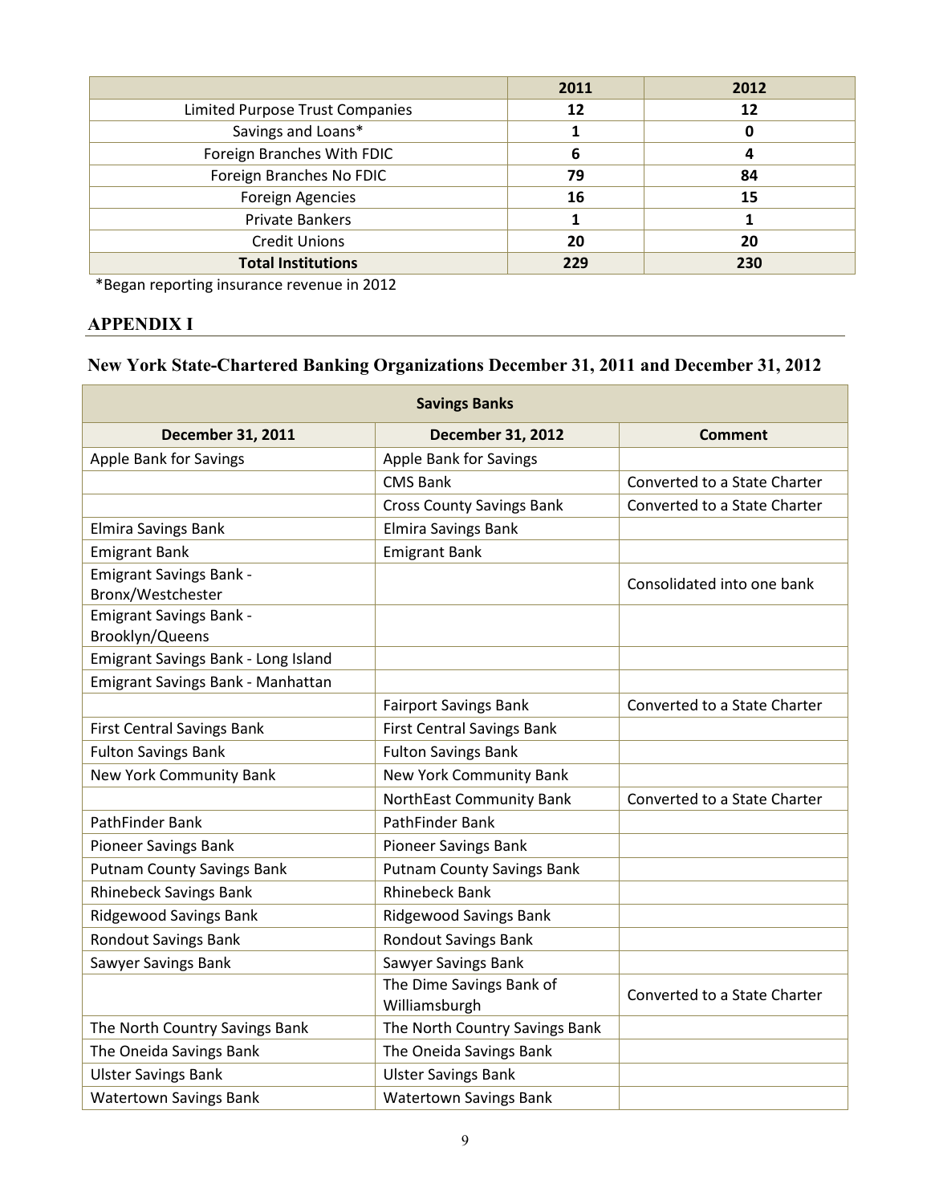|  | 2011 | 2012 |
|---|---|---|
| Limited Purpose Trust Companies | 12 | 12 |
| Savings and Loans* | 1 | 0 |
| Foreign Branches With FDIC | 6 | 4 |
| Foreign Branches No FDIC | 79 | 84 |
| Foreign Agencies | 16 | 15 |
| Private Bankers | 1 | 1 |
| Credit Unions | 20 | 20 |
| **Total Institutions** | **229** | **230** |

*Began reporting insurance revenue in 2012

## APPENDIX I

### New York State-Chartered Banking Organizations December 31, 2011 and December 31, 2012

| Savings Banks | | |
|---|---|---|
| **December 31, 2011** | **December 31, 2012** | **Comment** |
| Apple Bank for Savings | Apple Bank for Savings | |
| | CMS Bank | Converted to a State Charter |
| | Cross County Savings Bank | Converted to a State Charter |
| Elmira Savings Bank | Elmira Savings Bank | |
| Emigrant Bank | Emigrant Bank | |
| Emigrant Savings Bank - Bronx/Westchester | | Consolidated into one bank |
| Emigrant Savings Bank - Brooklyn/Queens | | |
| Emigrant Savings Bank - Long Island | | |
| Emigrant Savings Bank - Manhattan | | |
| | Fairport Savings Bank | Converted to a State Charter |
| First Central Savings Bank | First Central Savings Bank | |
| Fulton Savings Bank | Fulton Savings Bank | |
| New York Community Bank | New York Community Bank | |
| | NorthEast Community Bank | Converted to a State Charter |
| PathFinder Bank | PathFinder Bank | |
| Pioneer Savings Bank | Pioneer Savings Bank | |
| Putnam County Savings Bank | Putnam County Savings Bank | |
| Rhinebeck Savings Bank | Rhinebeck Bank | |
| Ridgewood Savings Bank | Ridgewood Savings Bank | |
| Rondout Savings Bank | Rondout Savings Bank | |
| Sawyer Savings Bank | Sawyer Savings Bank | |
| | The Dime Savings Bank of Williamsburgh | Converted to a State Charter |
| The North Country Savings Bank | The North Country Savings Bank | |
| The Oneida Savings Bank | The Oneida Savings Bank | |
| Ulster Savings Bank | Ulster Savings Bank | |
| Watertown Savings Bank | Watertown Savings Bank | |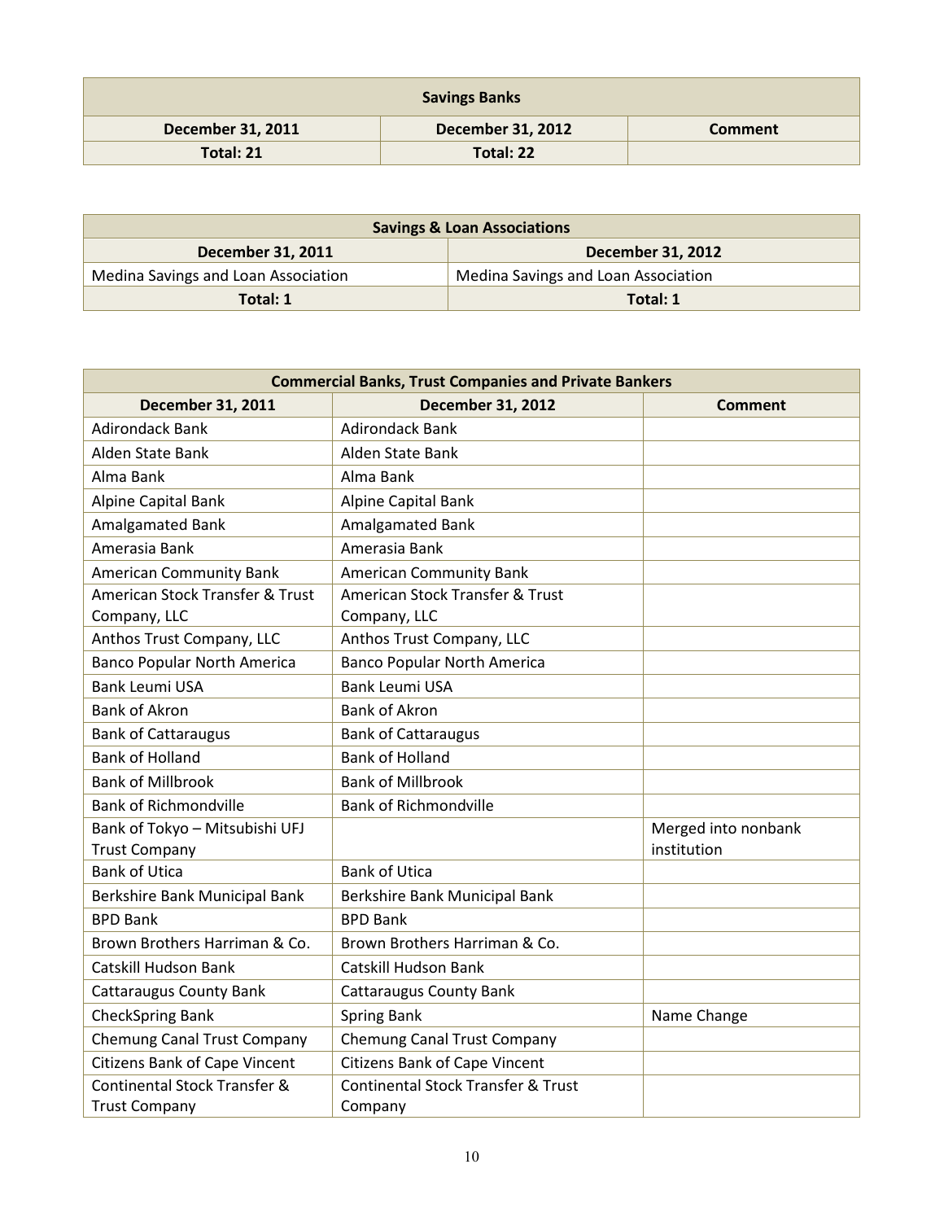| Savings Banks | | |
|---|---|---|
| **December 31, 2011** | **December 31, 2012** | **Comment** |
| **Total: 21** | **Total: 22** | |

| Savings & Loan Associations | |
|---|---|
| **December 31, 2011** | **December 31, 2012** |
| Medina Savings and Loan Association | Medina Savings and Loan Association |
| **Total: 1** | **Total: 1** |

| Commercial Banks, Trust Companies and Private Bankers | | |
|---|---|---|
| **December 31, 2011** | **December 31, 2012** | **Comment** |
| Adirondack Bank | Adirondack Bank | |
| Alden State Bank | Alden State Bank | |
| Alma Bank | Alma Bank | |
| Alpine Capital Bank | Alpine Capital Bank | |
| Amalgamated Bank | Amalgamated Bank | |
| Amerasia Bank | Amerasia Bank | |
| American Community Bank | American Community Bank | |
| American Stock Transfer & Trust Company, LLC | American Stock Transfer & Trust Company, LLC | |
| Anthos Trust Company, LLC | Anthos Trust Company, LLC | |
| Banco Popular North America | Banco Popular North America | |
| Bank Leumi USA | Bank Leumi USA | |
| Bank of Akron | Bank of Akron | |
| Bank of Cattaraugus | Bank of Cattaraugus | |
| Bank of Holland | Bank of Holland | |
| Bank of Millbrook | Bank of Millbrook | |
| Bank of Richmondville | Bank of Richmondville | |
| Bank of Tokyo – Mitsubishi UFJ Trust Company | | Merged into nonbank institution |
| Bank of Utica | Bank of Utica | |
| Berkshire Bank Municipal Bank | Berkshire Bank Municipal Bank | |
| BPD Bank | BPD Bank | |
| Brown Brothers Harriman & Co. | Brown Brothers Harriman & Co. | |
| Catskill Hudson Bank | Catskill Hudson Bank | |
| Cattaraugus County Bank | Cattaraugus County Bank | |
| CheckSpring Bank | Spring Bank | Name Change |
| Chemung Canal Trust Company | Chemung Canal Trust Company | |
| Citizens Bank of Cape Vincent | Citizens Bank of Cape Vincent | |
| Continental Stock Transfer & Trust Company | Continental Stock Transfer & Trust Company | |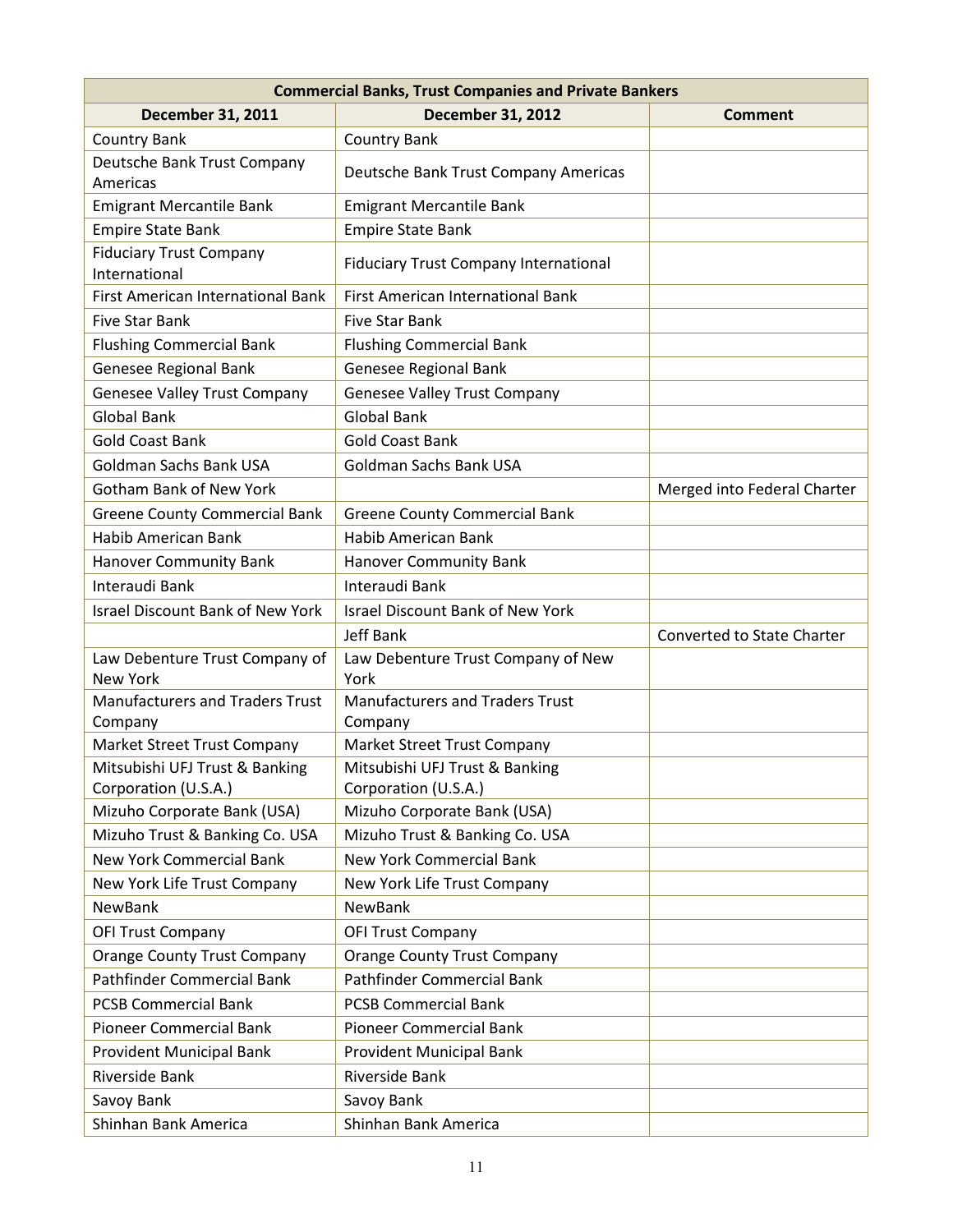| Commercial Banks, Trust Companies and Private Bankers | | |
|---|---|---|
| **December 31, 2011** | **December 31, 2012** | **Comment** |
| Country Bank | Country Bank | |
| Deutsche Bank Trust Company Americas | Deutsche Bank Trust Company Americas | |
| Emigrant Mercantile Bank | Emigrant Mercantile Bank | |
| Empire State Bank | Empire State Bank | |
| Fiduciary Trust Company International | Fiduciary Trust Company International | |
| First American International Bank | First American International Bank | |
| Five Star Bank | Five Star Bank | |
| Flushing Commercial Bank | Flushing Commercial Bank | |
| Genesee Regional Bank | Genesee Regional Bank | |
| Genesee Valley Trust Company | Genesee Valley Trust Company | |
| Global Bank | Global Bank | |
| Gold Coast Bank | Gold Coast Bank | |
| Goldman Sachs Bank USA | Goldman Sachs Bank USA | |
| Gotham Bank of New York | | Merged into Federal Charter |
| Greene County Commercial Bank | Greene County Commercial Bank | |
| Habib American Bank | Habib American Bank | |
| Hanover Community Bank | Hanover Community Bank | |
| Interaudi Bank | Interaudi Bank | |
| Israel Discount Bank of New York | Israel Discount Bank of New York | |
| | Jeff Bank | Converted to State Charter |
| Law Debenture Trust Company of New York | Law Debenture Trust Company of New York | |
| Manufacturers and Traders Trust Company | Manufacturers and Traders Trust Company | |
| Market Street Trust Company | Market Street Trust Company | |
| Mitsubishi UFJ Trust & Banking Corporation (U.S.A.) | Mitsubishi UFJ Trust & Banking Corporation (U.S.A.) | |
| Mizuho Corporate Bank (USA) | Mizuho Corporate Bank (USA) | |
| Mizuho Trust & Banking Co. USA | Mizuho Trust & Banking Co. USA | |
| New York Commercial Bank | New York Commercial Bank | |
| New York Life Trust Company | New York Life Trust Company | |
| NewBank | NewBank | |
| OFI Trust Company | OFI Trust Company | |
| Orange County Trust Company | Orange County Trust Company | |
| Pathfinder Commercial Bank | Pathfinder Commercial Bank | |
| PCSB Commercial Bank | PCSB Commercial Bank | |
| Pioneer Commercial Bank | Pioneer Commercial Bank | |
| Provident Municipal Bank | Provident Municipal Bank | |
| Riverside Bank | Riverside Bank | |
| Savoy Bank | Savoy Bank | |
| Shinhan Bank America | Shinhan Bank America | |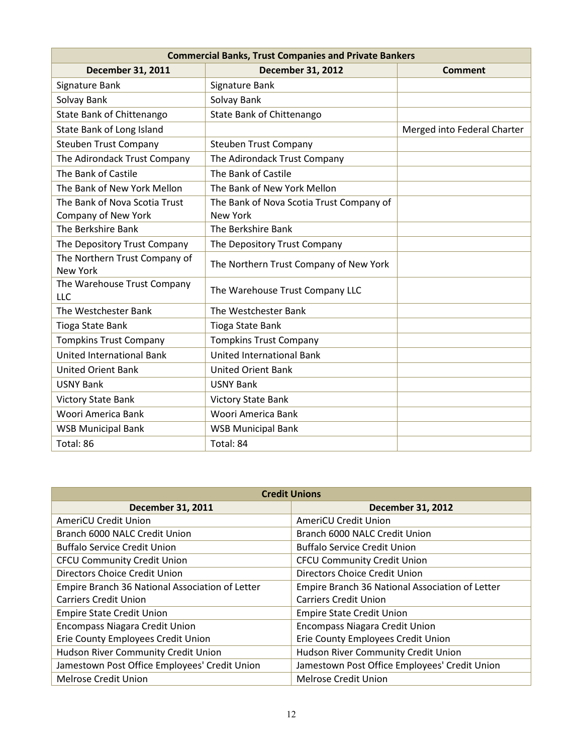| Commercial Banks, Trust Companies and Private Bankers | | |
|---|---|---|
| **December 31, 2011** | **December 31, 2012** | **Comment** |
| Signature Bank | Signature Bank | |
| Solvay Bank | Solvay Bank | |
| State Bank of Chittenango | State Bank of Chittenango | |
| State Bank of Long Island | | Merged into Federal Charter |
| Steuben Trust Company | Steuben Trust Company | |
| The Adirondack Trust Company | The Adirondack Trust Company | |
| The Bank of Castile | The Bank of Castile | |
| The Bank of New York Mellon | The Bank of New York Mellon | |
| The Bank of Nova Scotia Trust Company of New York | The Bank of Nova Scotia Trust Company of New York | |
| The Berkshire Bank | The Berkshire Bank | |
| The Depository Trust Company | The Depository Trust Company | |
| The Northern Trust Company of New York | The Northern Trust Company of New York | |
| The Warehouse Trust Company LLC | The Warehouse Trust Company LLC | |
| The Westchester Bank | The Westchester Bank | |
| Tioga State Bank | Tioga State Bank | |
| Tompkins Trust Company | Tompkins Trust Company | |
| United International Bank | United International Bank | |
| United Orient Bank | United Orient Bank | |
| USNY Bank | USNY Bank | |
| Victory State Bank | Victory State Bank | |
| Woori America Bank | Woori America Bank | |
| WSB Municipal Bank | WSB Municipal Bank | |
| Total: 86 | Total: 84 | |

| Credit Unions | |
|---|---|
| **December 31, 2011** | **December 31, 2012** |
| AmeriCU Credit Union | AmeriCU Credit Union |
| Branch 6000 NALC Credit Union | Branch 6000 NALC Credit Union |
| Buffalo Service Credit Union | Buffalo Service Credit Union |
| CFCU Community Credit Union | CFCU Community Credit Union |
| Directors Choice Credit Union | Directors Choice Credit Union |
| Empire Branch 36 National Association of Letter Carriers Credit Union | Empire Branch 36 National Association of Letter Carriers Credit Union |
| Empire State Credit Union | Empire State Credit Union |
| Encompass Niagara Credit Union | Encompass Niagara Credit Union |
| Erie County Employees Credit Union | Erie County Employees Credit Union |
| Hudson River Community Credit Union | Hudson River Community Credit Union |
| Jamestown Post Office Employees' Credit Union | Jamestown Post Office Employees' Credit Union |
| Melrose Credit Union | Melrose Credit Union |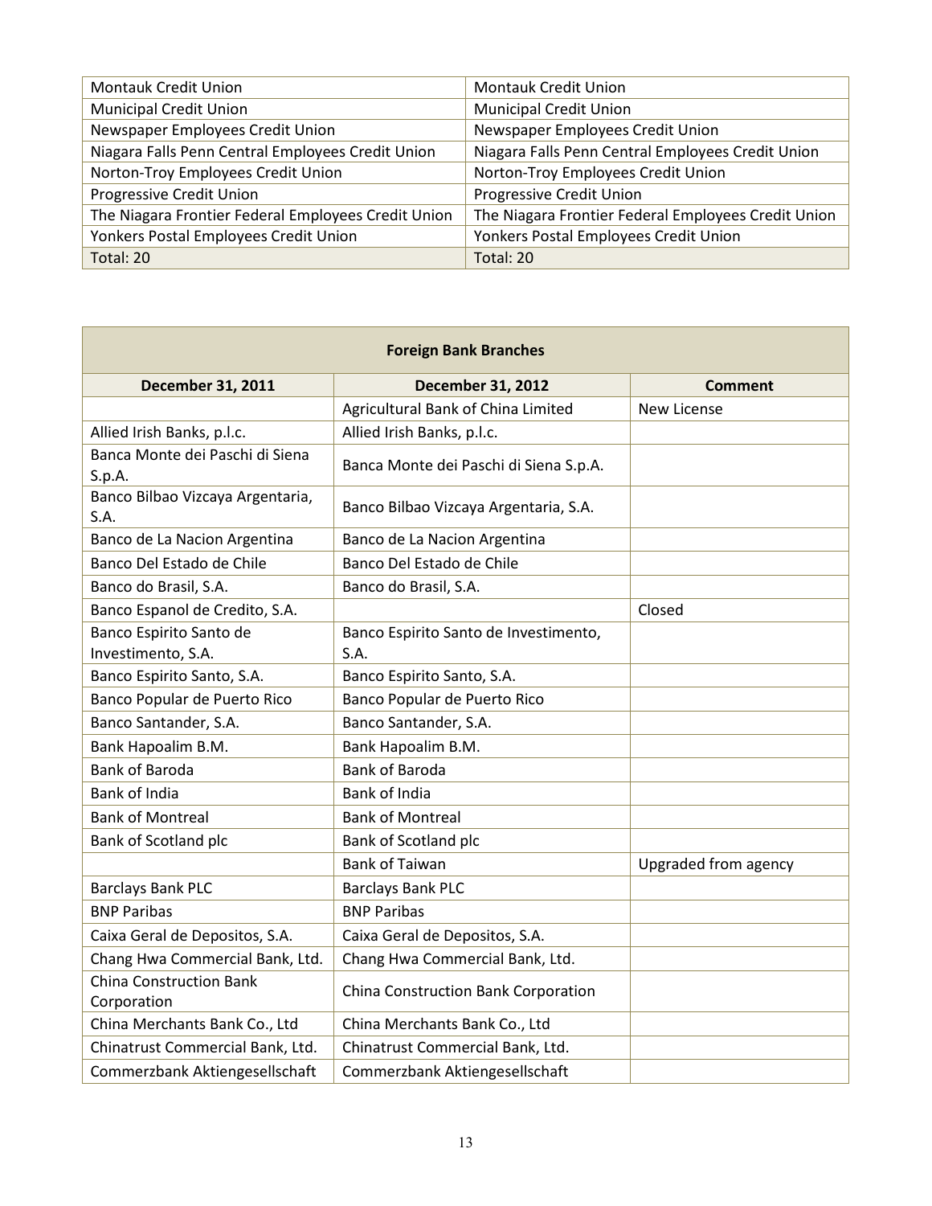| | |
|---|---|
| Montauk Credit Union | Montauk Credit Union |
| Municipal Credit Union | Municipal Credit Union |
| Newspaper Employees Credit Union | Newspaper Employees Credit Union |
| Niagara Falls Penn Central Employees Credit Union | Niagara Falls Penn Central Employees Credit Union |
| Norton-Troy Employees Credit Union | Norton-Troy Employees Credit Union |
| Progressive Credit Union | Progressive Credit Union |
| The Niagara Frontier Federal Employees Credit Union | The Niagara Frontier Federal Employees Credit Union |
| Yonkers Postal Employees Credit Union | Yonkers Postal Employees Credit Union |
| Total: 20 | Total: 20 |

| **Foreign Bank Branches** | | |
|---|---|---|
| **December 31, 2011** | **December 31, 2012** | **Comment** |
| | Agricultural Bank of China Limited | New License |
| Allied Irish Banks, p.l.c. | Allied Irish Banks, p.l.c. | |
| Banca Monte dei Paschi di Siena S.p.A. | Banca Monte dei Paschi di Siena S.p.A. | |
| Banco Bilbao Vizcaya Argentaria, S.A. | Banco Bilbao Vizcaya Argentaria, S.A. | |
| Banco de La Nacion Argentina | Banco de La Nacion Argentina | |
| Banco Del Estado de Chile | Banco Del Estado de Chile | |
| Banco do Brasil, S.A. | Banco do Brasil, S.A. | |
| Banco Espanol de Credito, S.A. | | Closed |
| Banco Espirito Santo de Investimento, S.A. | Banco Espirito Santo de Investimento, S.A. | |
| Banco Espirito Santo, S.A. | Banco Espirito Santo, S.A. | |
| Banco Popular de Puerto Rico | Banco Popular de Puerto Rico | |
| Banco Santander, S.A. | Banco Santander, S.A. | |
| Bank Hapoalim B.M. | Bank Hapoalim B.M. | |
| Bank of Baroda | Bank of Baroda | |
| Bank of India | Bank of India | |
| Bank of Montreal | Bank of Montreal | |
| Bank of Scotland plc | Bank of Scotland plc | |
| | Bank of Taiwan | Upgraded from agency |
| Barclays Bank PLC | Barclays Bank PLC | |
| BNP Paribas | BNP Paribas | |
| Caixa Geral de Depositos, S.A. | Caixa Geral de Depositos, S.A. | |
| Chang Hwa Commercial Bank, Ltd. | Chang Hwa Commercial Bank, Ltd. | |
| China Construction Bank Corporation | China Construction Bank Corporation | |
| China Merchants Bank Co., Ltd | China Merchants Bank Co., Ltd | |
| Chinatrust Commercial Bank, Ltd. | Chinatrust Commercial Bank, Ltd. | |
| Commerzbank Aktiengesellschaft | Commerzbank Aktiengesellschaft | |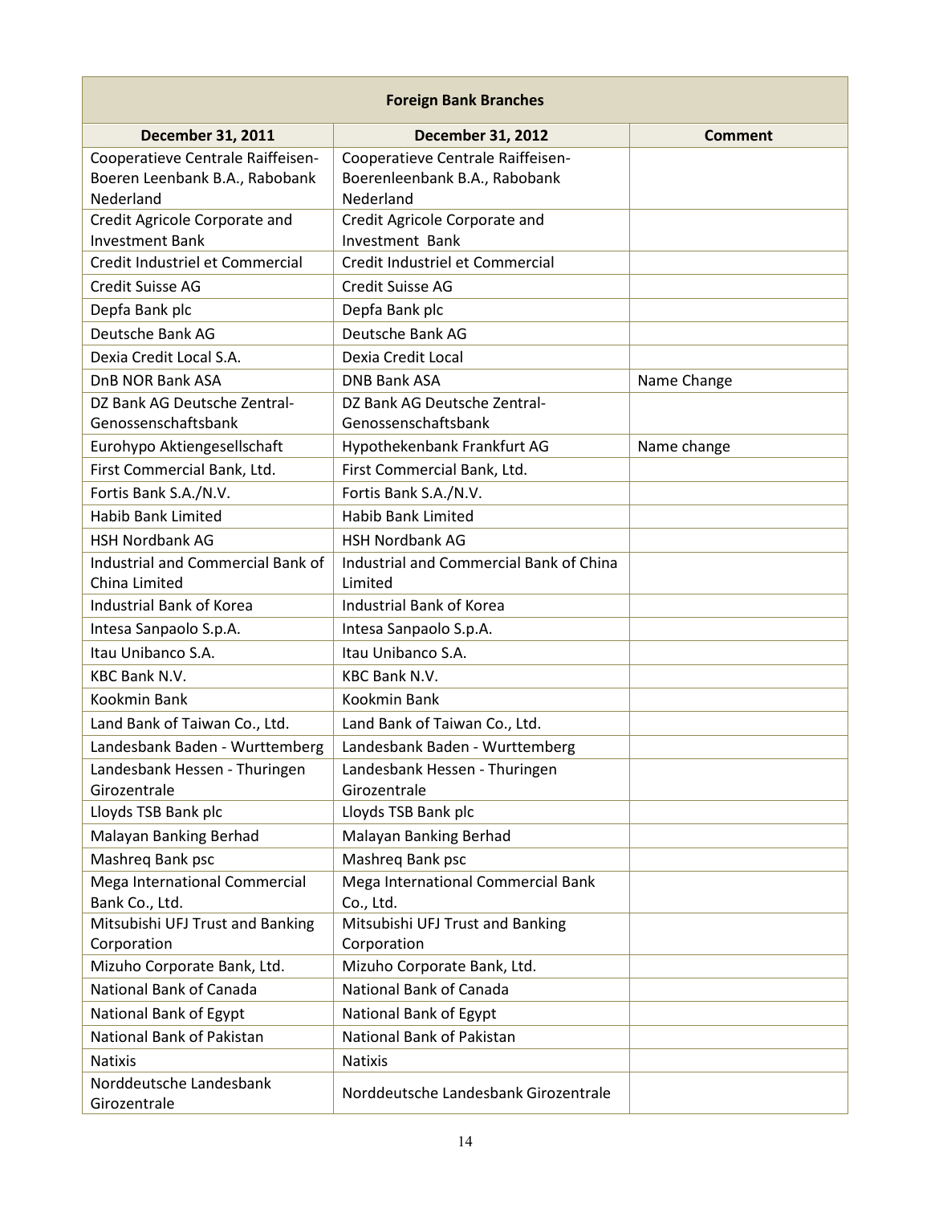| Foreign Bank Branches | | |
|---|---|---|
| **December 31, 2011** | **December 31, 2012** | **Comment** |
| Cooperatieve Centrale Raiffeisen-Boeren Leenbank B.A., Rabobank Nederland | Cooperatieve Centrale Raiffeisen-Boerenleenbank B.A., Rabobank Nederland | |
| Credit Agricole Corporate and Investment Bank | Credit Agricole Corporate and Investment Bank | |
| Credit Industriel et Commercial | Credit Industriel et Commercial | |
| Credit Suisse AG | Credit Suisse AG | |
| Depfa Bank plc | Depfa Bank plc | |
| Deutsche Bank AG | Deutsche Bank AG | |
| Dexia Credit Local S.A. | Dexia Credit Local | |
| DnB NOR Bank ASA | DNB Bank ASA | Name Change |
| DZ Bank AG Deutsche Zentral-Genossenschaftsbank | DZ Bank AG Deutsche Zentral-Genossenschaftsbank | |
| Eurohypo Aktiengesellschaft | Hypothekenbank Frankfurt AG | Name change |
| First Commercial Bank, Ltd. | First Commercial Bank, Ltd. | |
| Fortis Bank S.A./N.V. | Fortis Bank S.A./N.V. | |
| Habib Bank Limited | Habib Bank Limited | |
| HSH Nordbank AG | HSH Nordbank AG | |
| Industrial and Commercial Bank of China Limited | Industrial and Commercial Bank of China Limited | |
| Industrial Bank of Korea | Industrial Bank of Korea | |
| Intesa Sanpaolo S.p.A. | Intesa Sanpaolo S.p.A. | |
| Itau Unibanco S.A. | Itau Unibanco S.A. | |
| KBC Bank N.V. | KBC Bank N.V. | |
| Kookmin Bank | Kookmin Bank | |
| Land Bank of Taiwan Co., Ltd. | Land Bank of Taiwan Co., Ltd. | |
| Landesbank Baden - Wurttemberg | Landesbank Baden - Wurttemberg | |
| Landesbank Hessen - Thuringen Girozentrale | Landesbank Hessen - Thuringen Girozentrale | |
| Lloyds TSB Bank plc | Lloyds TSB Bank plc | |
| Malayan Banking Berhad | Malayan Banking Berhad | |
| Mashreq Bank psc | Mashreq Bank psc | |
| Mega International Commercial Bank Co., Ltd. | Mega International Commercial Bank Co., Ltd. | |
| Mitsubishi UFJ Trust and Banking Corporation | Mitsubishi UFJ Trust and Banking Corporation | |
| Mizuho Corporate Bank, Ltd. | Mizuho Corporate Bank, Ltd. | |
| National Bank of Canada | National Bank of Canada | |
| National Bank of Egypt | National Bank of Egypt | |
| National Bank of Pakistan | National Bank of Pakistan | |
| Natixis | Natixis | |
| Norddeutsche Landesbank Girozentrale | Norddeutsche Landesbank Girozentrale | |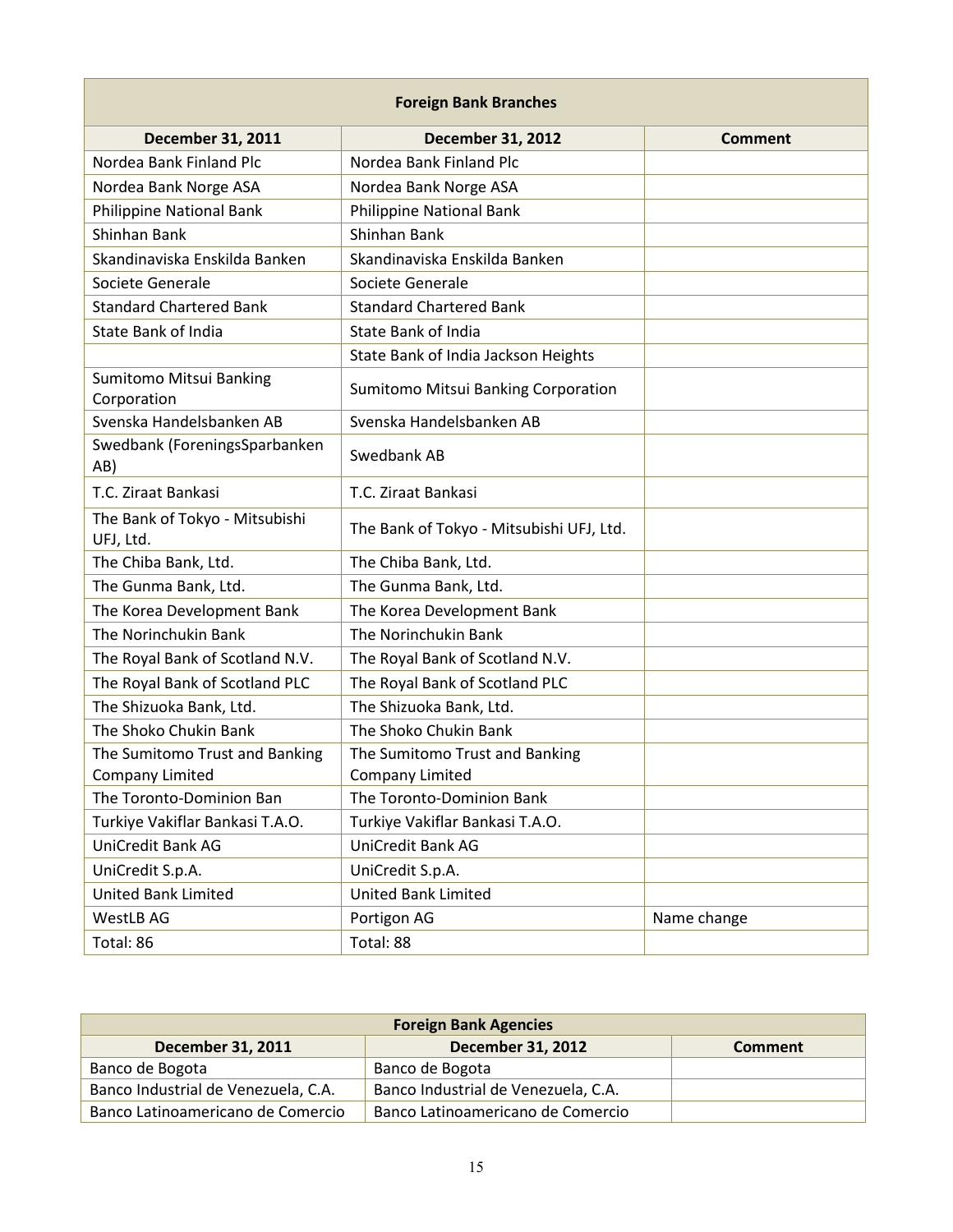| Foreign Bank Branches | | |
|---|---|---|
| **December 31, 2011** | **December 31, 2012** | **Comment** |
| Nordea Bank Finland Plc | Nordea Bank Finland Plc | |
| Nordea Bank Norge ASA | Nordea Bank Norge ASA | |
| Philippine National Bank | Philippine National Bank | |
| Shinhan Bank | Shinhan Bank | |
| Skandinaviska Enskilda Banken | Skandinaviska Enskilda Banken | |
| Societe Generale | Societe Generale | |
| Standard Chartered Bank | Standard Chartered Bank | |
| State Bank of India | State Bank of India | |
| | State Bank of India Jackson Heights | |
| Sumitomo Mitsui Banking Corporation | Sumitomo Mitsui Banking Corporation | |
| Svenska Handelsbanken AB | Svenska Handelsbanken AB | |
| Swedbank (ForeningsSparbanken AB) | Swedbank AB | |
| T.C. Ziraat Bankasi | T.C. Ziraat Bankasi | |
| The Bank of Tokyo - Mitsubishi UFJ, Ltd. | The Bank of Tokyo - Mitsubishi UFJ, Ltd. | |
| The Chiba Bank, Ltd. | The Chiba Bank, Ltd. | |
| The Gunma Bank, Ltd. | The Gunma Bank, Ltd. | |
| The Korea Development Bank | The Korea Development Bank | |
| The Norinchukin Bank | The Norinchukin Bank | |
| The Royal Bank of Scotland N.V. | The Royal Bank of Scotland N.V. | |
| The Royal Bank of Scotland PLC | The Royal Bank of Scotland PLC | |
| The Shizuoka Bank, Ltd. | The Shizuoka Bank, Ltd. | |
| The Shoko Chukin Bank | The Shoko Chukin Bank | |
| The Sumitomo Trust and Banking Company Limited | The Sumitomo Trust and Banking Company Limited | |
| The Toronto-Dominion Ban | The Toronto-Dominion Bank | |
| Turkiye Vakiflar Bankasi T.A.O. | Turkiye Vakiflar Bankasi T.A.O. | |
| UniCredit Bank AG | UniCredit Bank AG | |
| UniCredit S.p.A. | UniCredit S.p.A. | |
| United Bank Limited | United Bank Limited | |
| WestLB AG | Portigon AG | Name change |
| Total: 86 | Total: 88 | |

| Foreign Bank Agencies | | |
|---|---|---|
| **December 31, 2011** | **December 31, 2012** | **Comment** |
| Banco de Bogota | Banco de Bogota | |
| Banco Industrial de Venezuela, C.A. | Banco Industrial de Venezuela, C.A. | |
| Banco Latinoamericano de Comercio | Banco Latinoamericano de Comercio | |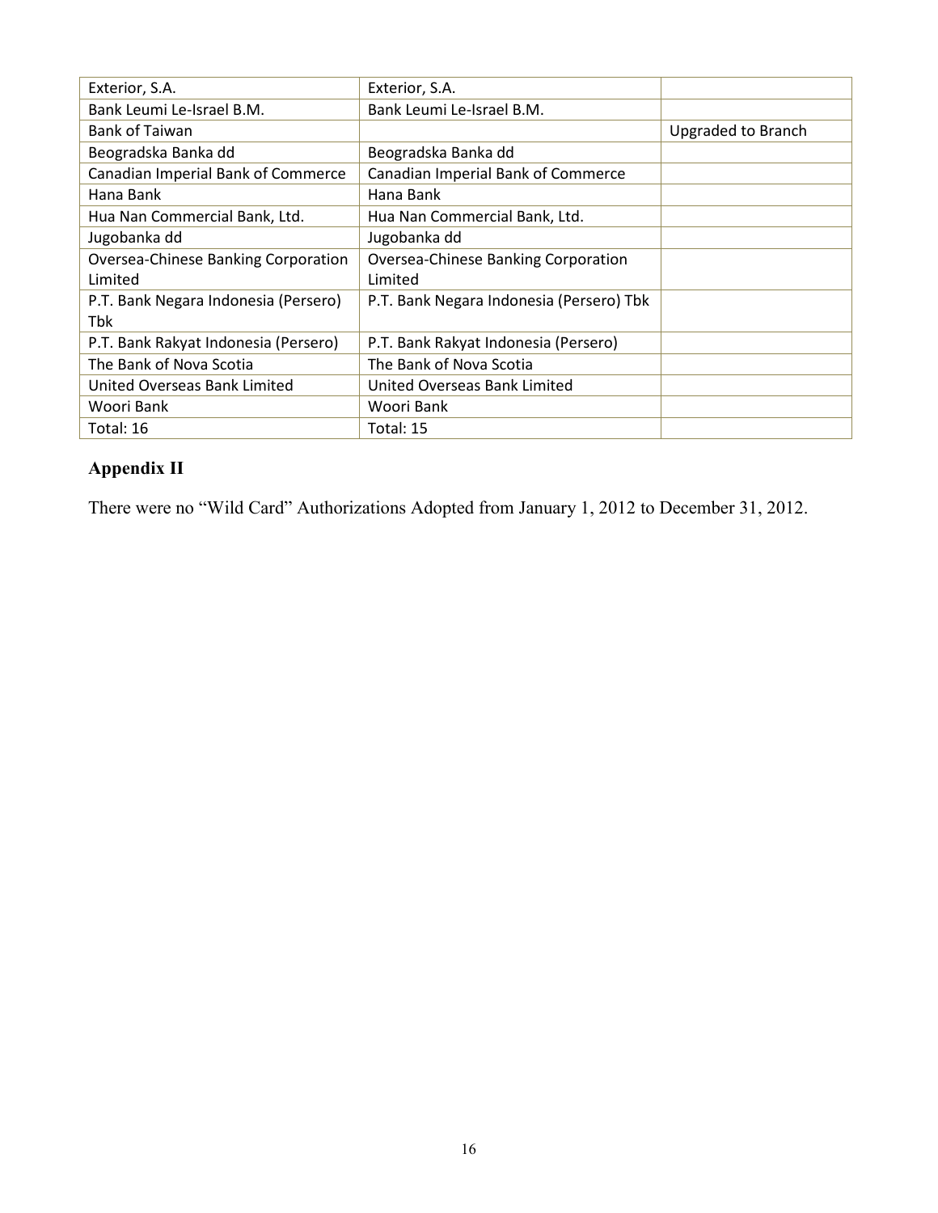| | | |
|---|---|---|
| Exterior, S.A. | Exterior, S.A. | |
| Bank Leumi Le-Israel B.M. | Bank Leumi Le-Israel B.M. | |
| Bank of Taiwan | | Upgraded to Branch |
| Beogradska Banka dd | Beogradska Banka dd | |
| Canadian Imperial Bank of Commerce | Canadian Imperial Bank of Commerce | |
| Hana Bank | Hana Bank | |
| Hua Nan Commercial Bank, Ltd. | Hua Nan Commercial Bank, Ltd. | |
| Jugobanka dd | Jugobanka dd | |
| Oversea-Chinese Banking Corporation Limited | Oversea-Chinese Banking Corporation Limited | |
| P.T. Bank Negara Indonesia (Persero) Tbk | P.T. Bank Negara Indonesia (Persero) Tbk | |
| P.T. Bank Rakyat Indonesia (Persero) | P.T. Bank Rakyat Indonesia (Persero) | |
| The Bank of Nova Scotia | The Bank of Nova Scotia | |
| United Overseas Bank Limited | United Overseas Bank Limited | |
| Woori Bank | Woori Bank | |
| Total: 16 | Total: 15 | |

## Appendix II

There were no "Wild Card" Authorizations Adopted from January 1, 2012 to December 31, 2012.